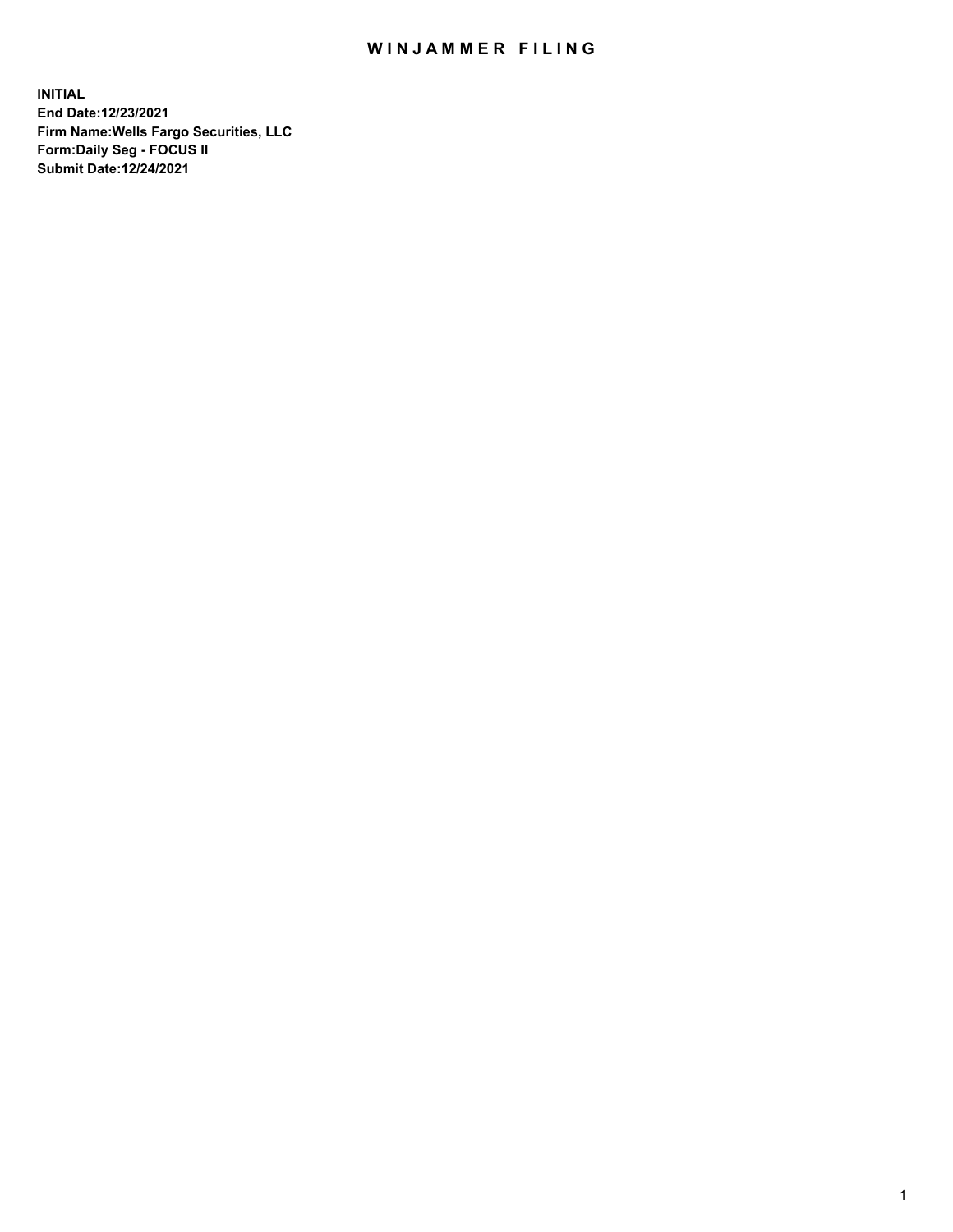# WINJAMMER FILING

**INITIAL**
**End Date:12/23/2021**
**Firm Name:Wells Fargo Securities, LLC**
**Form:Daily Seg - FOCUS II**
**Submit Date:12/24/2021**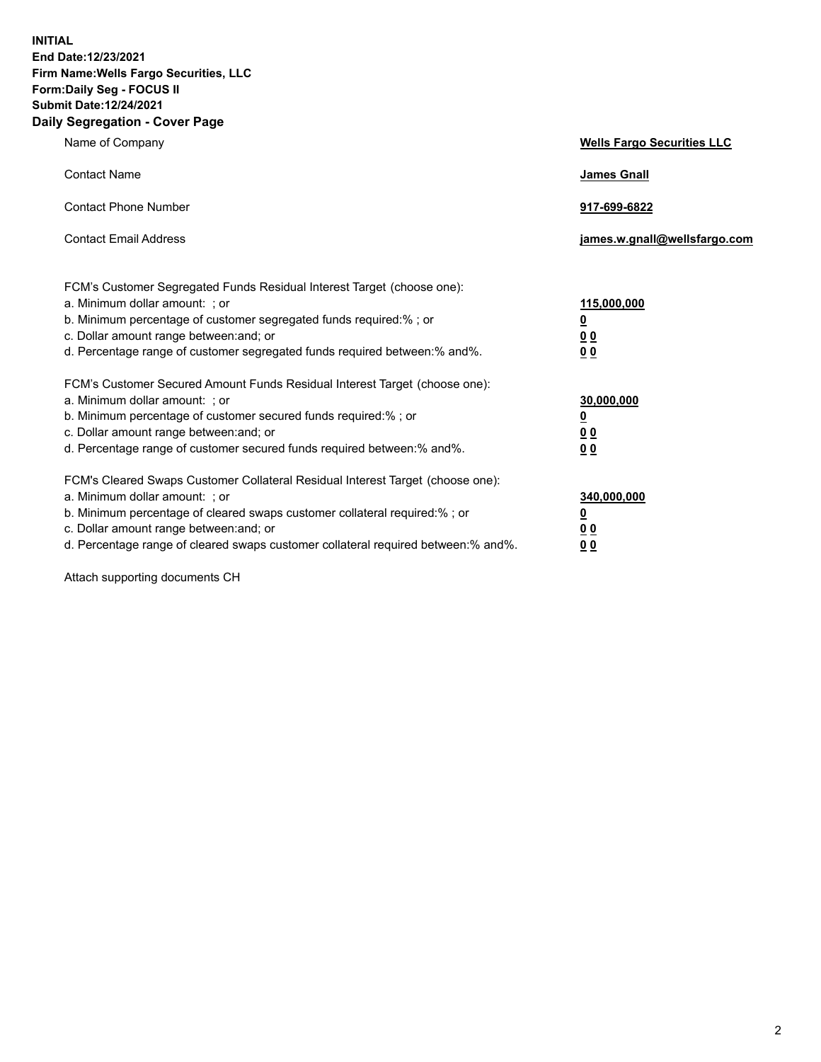**INITIAL**
**End Date:12/23/2021**
**Firm Name:Wells Fargo Securities, LLC**
**Form:Daily Seg - FOCUS II**
**Submit Date:12/24/2021**

## Daily Segregation - Cover Page

| | |
|---|---|
| Name of Company | **Wells Fargo Securities LLC** |
| Contact Name | **James Gnall** |
| Contact Phone Number | **917-699-6822** |
| Contact Email Address | **james.w.gnall@wellsfargo.com** |

FCM's Customer Segregated Funds Residual Interest Target (choose one):

| | |
|---|---|
| a. Minimum dollar amount: ; or | **115,000,000** |
| b. Minimum percentage of customer segregated funds required:% ; or | **0** |
| c. Dollar amount range between:and; or | **0 0** |
| d. Percentage range of customer segregated funds required between:% and%. | **0 0** |

FCM's Customer Secured Amount Funds Residual Interest Target (choose one):

| | |
|---|---|
| a. Minimum dollar amount: ; or | **30,000,000** |
| b. Minimum percentage of customer secured funds required:% ; or | **0** |
| c. Dollar amount range between:and; or | **0 0** |
| d. Percentage range of customer secured funds required between:% and%. | **0 0** |

FCM's Cleared Swaps Customer Collateral Residual Interest Target (choose one):

| | |
|---|---|
| a. Minimum dollar amount: ; or | **340,000,000** |
| b. Minimum percentage of cleared swaps customer collateral required:% ; or | **0** |
| c. Dollar amount range between:and; or | **0 0** |
| d. Percentage range of cleared swaps customer collateral required between:% and%. | **0 0** |

Attach supporting documents CH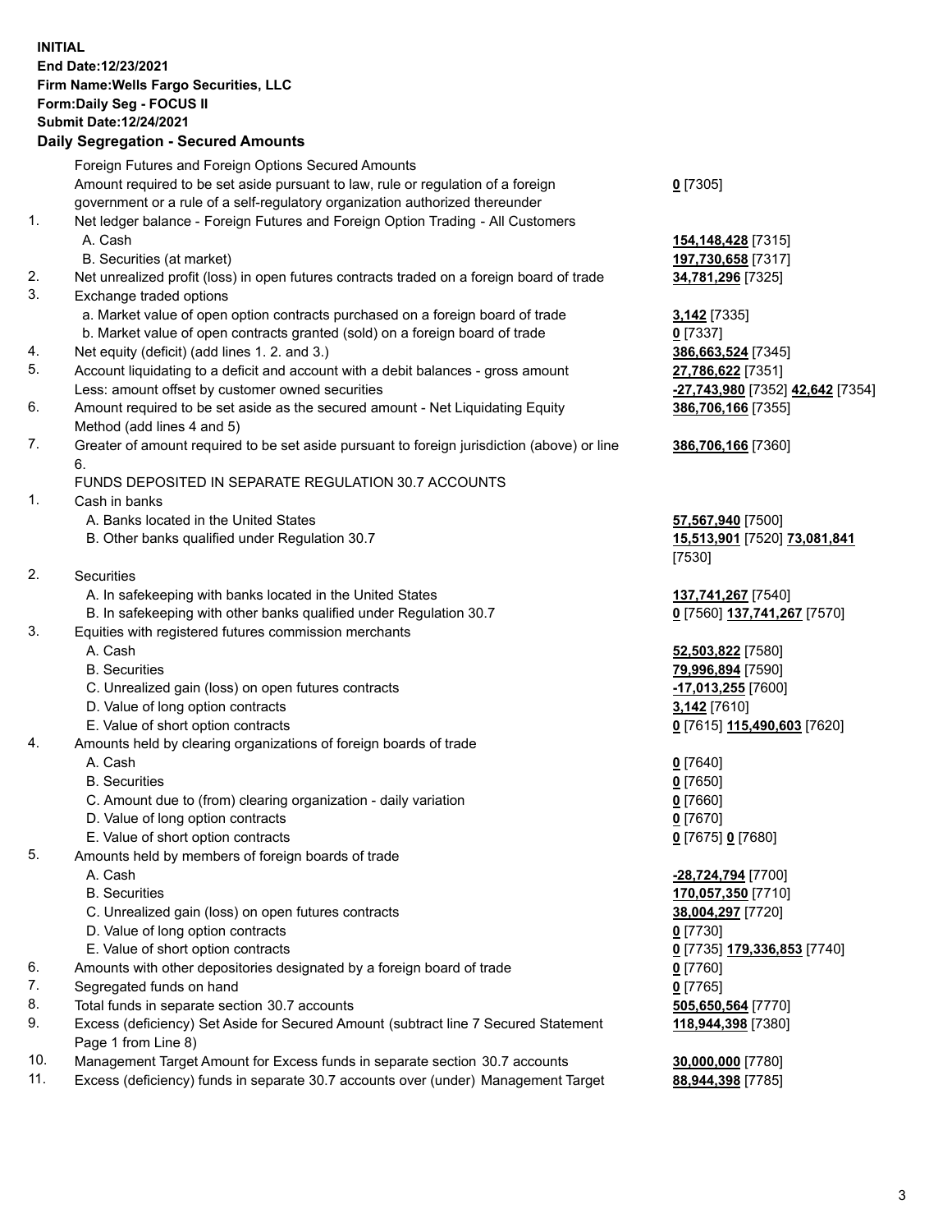**INITIAL**
**End Date:12/23/2021**
**Firm Name:Wells Fargo Securities, LLC**
**Form:Daily Seg - FOCUS II**
**Submit Date:12/24/2021**

## Daily Segregation - Secured Amounts

| | | |
|---|---|---|
| | Foreign Futures and Foreign Options Secured Amounts | |
| | Amount required to be set aside pursuant to law, rule or regulation of a foreign government or a rule of a self-regulatory organization authorized thereunder | **0** [7305] |
| 1. | Net ledger balance - Foreign Futures and Foreign Option Trading - All Customers | |
| | A. Cash | **154,148,428** [7315] |
| | B. Securities (at market) | **197,730,658** [7317] |
| 2. | Net unrealized profit (loss) in open futures contracts traded on a foreign board of trade | **34,781,296** [7325] |
| 3. | Exchange traded options | |
| | a. Market value of open option contracts purchased on a foreign board of trade | **3,142** [7335] |
| | b. Market value of open contracts granted (sold) on a foreign board of trade | **0** [7337] |
| 4. | Net equity (deficit) (add lines 1. 2. and 3.) | **386,663,524** [7345] |
| 5. | Account liquidating to a deficit and account with a debit balances - gross amount | **27,786,622** [7351] |
| | Less: amount offset by customer owned securities | **-27,743,980** [7352] **42,642** [7354] |
| 6. | Amount required to be set aside as the secured amount - Net Liquidating Equity Method (add lines 4 and 5) | **386,706,166** [7355] |
| 7. | Greater of amount required to be set aside pursuant to foreign jurisdiction (above) or line 6. | **386,706,166** [7360] |
| | FUNDS DEPOSITED IN SEPARATE REGULATION 30.7 ACCOUNTS | |
| 1. | Cash in banks | |
| | A. Banks located in the United States | **57,567,940** [7500] |
| | B. Other banks qualified under Regulation 30.7 | **15,513,901** [7520] **73,081,841** [7530] |
| 2. | Securities | |
| | A. In safekeeping with banks located in the United States | **137,741,267** [7540] |
| | B. In safekeeping with other banks qualified under Regulation 30.7 | **0** [7560] **137,741,267** [7570] |
| 3. | Equities with registered futures commission merchants | |
| | A. Cash | **52,503,822** [7580] |
| | B. Securities | **79,996,894** [7590] |
| | C. Unrealized gain (loss) on open futures contracts | **-17,013,255** [7600] |
| | D. Value of long option contracts | **3,142** [7610] |
| | E. Value of short option contracts | **0** [7615] **115,490,603** [7620] |
| 4. | Amounts held by clearing organizations of foreign boards of trade | |
| | A. Cash | **0** [7640] |
| | B. Securities | **0** [7650] |
| | C. Amount due to (from) clearing organization - daily variation | **0** [7660] |
| | D. Value of long option contracts | **0** [7670] |
| | E. Value of short option contracts | **0** [7675] **0** [7680] |
| 5. | Amounts held by members of foreign boards of trade | |
| | A. Cash | **-28,724,794** [7700] |
| | B. Securities | **170,057,350** [7710] |
| | C. Unrealized gain (loss) on open futures contracts | **38,004,297** [7720] |
| | D. Value of long option contracts | **0** [7730] |
| | E. Value of short option contracts | **0** [7735] **179,336,853** [7740] |
| 6. | Amounts with other depositories designated by a foreign board of trade | **0** [7760] |
| 7. | Segregated funds on hand | **0** [7765] |
| 8. | Total funds in separate section 30.7 accounts | **505,650,564** [7770] |
| 9. | Excess (deficiency) Set Aside for Secured Amount (subtract line 7 Secured Statement Page 1 from Line 8) | **118,944,398** [7380] |
| 10. | Management Target Amount for Excess funds in separate section 30.7 accounts | **30,000,000** [7780] |
| 11. | Excess (deficiency) funds in separate 30.7 accounts over (under) Management Target | **88,944,398** [7785] |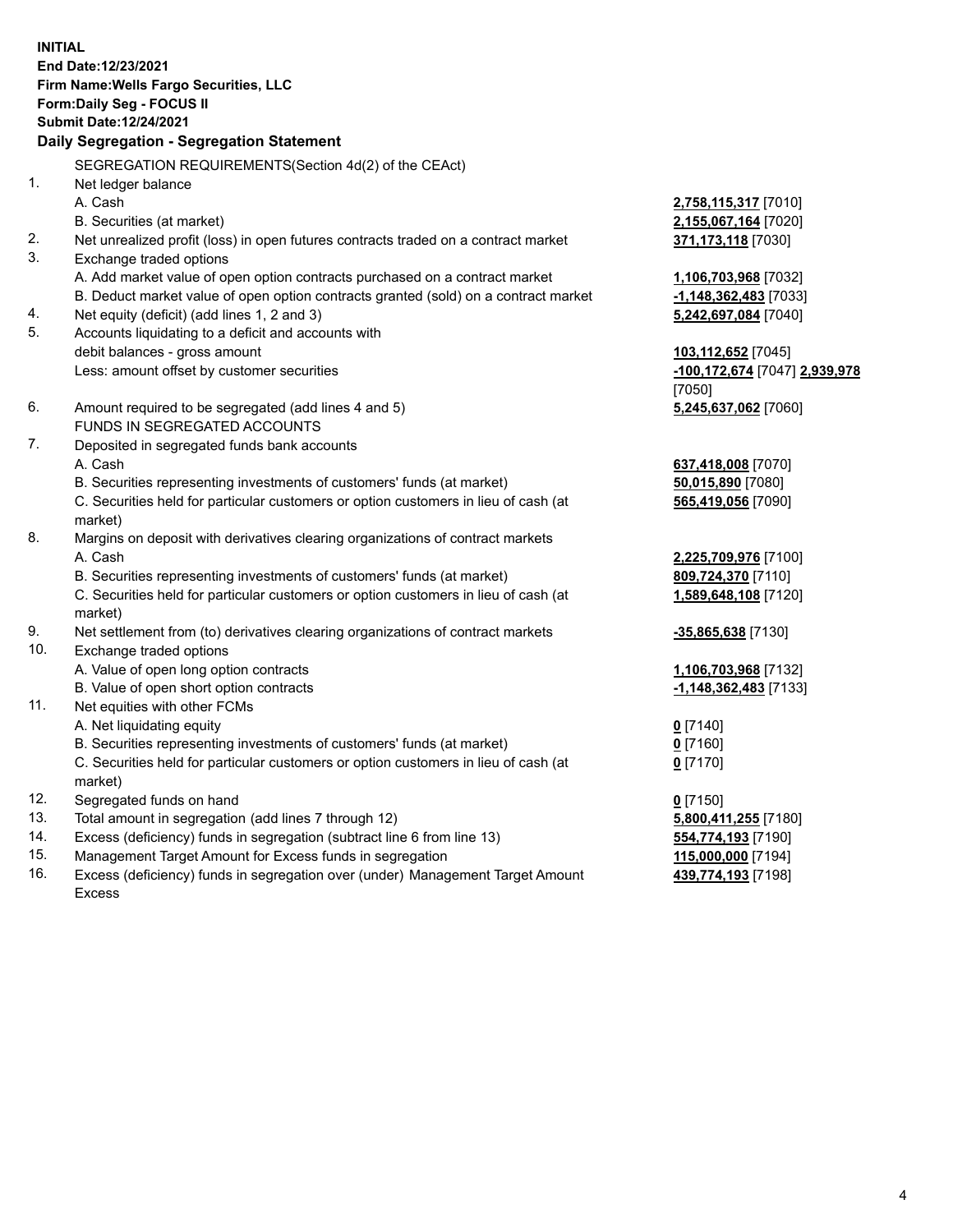**INITIAL**
**End Date:12/23/2021**
**Firm Name:Wells Fargo Securities, LLC**
**Form:Daily Seg - FOCUS II**
**Submit Date:12/24/2021**

## Daily Segregation - Segregation Statement

| | SEGREGATION REQUIREMENTS(Section 4d(2) of the CEAct) | |
|---|---|---|
| 1. | Net ledger balance | |
| | A. Cash | **2,758,115,317** [7010] |
| | B. Securities (at market) | **2,155,067,164** [7020] |
| 2. | Net unrealized profit (loss) in open futures contracts traded on a contract market | **371,173,118** [7030] |
| 3. | Exchange traded options | |
| | A. Add market value of open option contracts purchased on a contract market | **1,106,703,968** [7032] |
| | B. Deduct market value of open option contracts granted (sold) on a contract market | **-1,148,362,483** [7033] |
| 4. | Net equity (deficit) (add lines 1, 2 and 3) | **5,242,697,084** [7040] |
| 5. | Accounts liquidating to a deficit and accounts with debit balances - gross amount | **103,112,652** [7045] |
| | Less: amount offset by customer securities | **-100,172,674** [7047] **2,939,978** [7050] |
| 6. | Amount required to be segregated (add lines 4 and 5) | **5,245,637,062** [7060] |
| | FUNDS IN SEGREGATED ACCOUNTS | |
| 7. | Deposited in segregated funds bank accounts | |
| | A. Cash | **637,418,008** [7070] |
| | B. Securities representing investments of customers' funds (at market) | **50,015,890** [7080] |
| | C. Securities held for particular customers or option customers in lieu of cash (at market) | **565,419,056** [7090] |
| 8. | Margins on deposit with derivatives clearing organizations of contract markets | |
| | A. Cash | **2,225,709,976** [7100] |
| | B. Securities representing investments of customers' funds (at market) | **809,724,370** [7110] |
| | C. Securities held for particular customers or option customers in lieu of cash (at market) | **1,589,648,108** [7120] |
| 9. | Net settlement from (to) derivatives clearing organizations of contract markets | **-35,865,638** [7130] |
| 10. | Exchange traded options | |
| | A. Value of open long option contracts | **1,106,703,968** [7132] |
| | B. Value of open short option contracts | **-1,148,362,483** [7133] |
| 11. | Net equities with other FCMs | |
| | A. Net liquidating equity | **0** [7140] |
| | B. Securities representing investments of customers' funds (at market) | **0** [7160] |
| | C. Securities held for particular customers or option customers in lieu of cash (at market) | **0** [7170] |
| 12. | Segregated funds on hand | **0** [7150] |
| 13. | Total amount in segregation (add lines 7 through 12) | **5,800,411,255** [7180] |
| 14. | Excess (deficiency) funds in segregation (subtract line 6 from line 13) | **554,774,193** [7190] |
| 15. | Management Target Amount for Excess funds in segregation | **115,000,000** [7194] |
| 16. | Excess (deficiency) funds in segregation over (under) Management Target Amount Excess | **439,774,193** [7198] |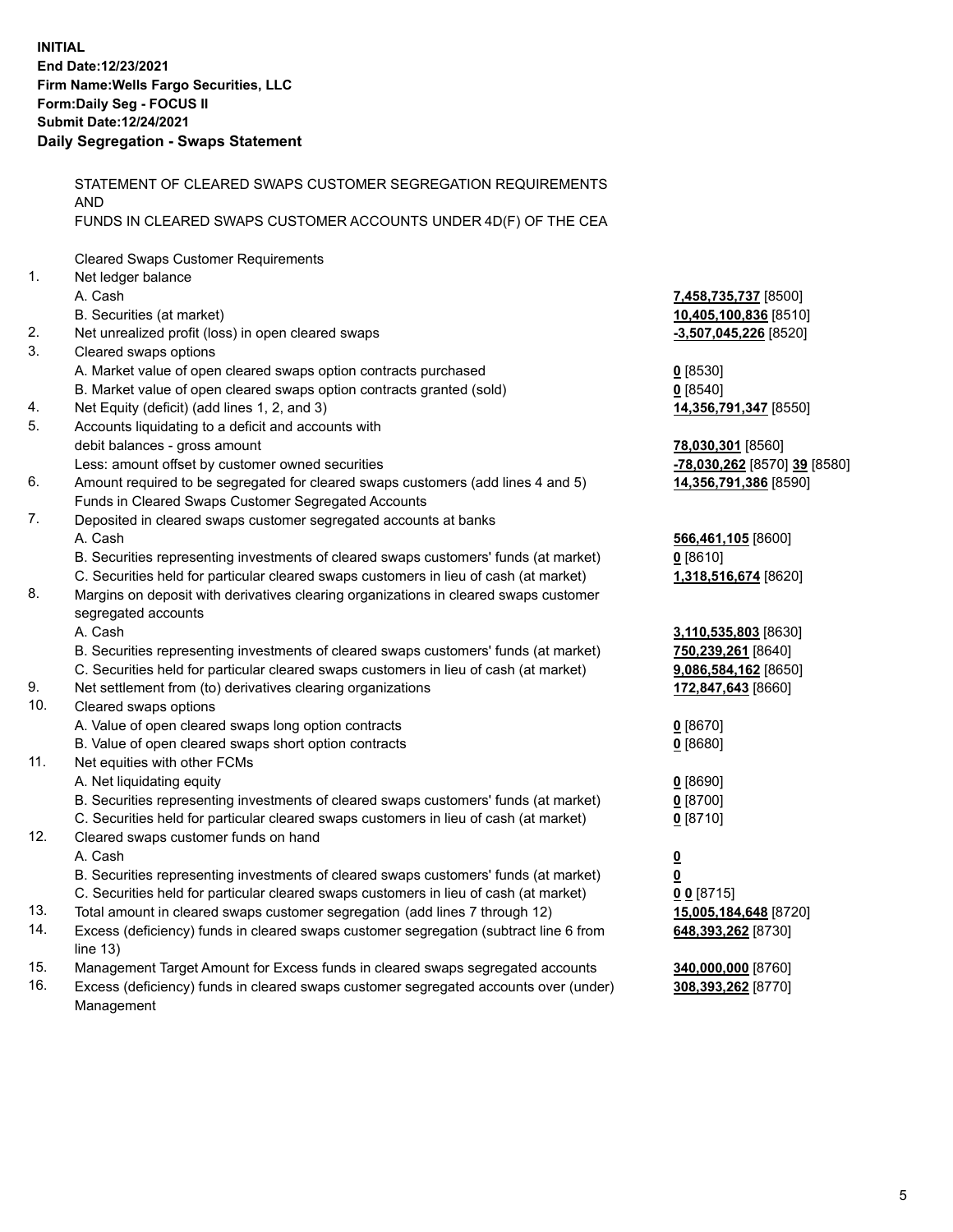**INITIAL**
**End Date:12/23/2021**
**Firm Name:Wells Fargo Securities, LLC**
**Form:Daily Seg - FOCUS II**
**Submit Date:12/24/2021**
**Daily Segregation - Swaps Statement**

STATEMENT OF CLEARED SWAPS CUSTOMER SEGREGATION REQUIREMENTS AND FUNDS IN CLEARED SWAPS CUSTOMER ACCOUNTS UNDER 4D(F) OF THE CEA

| | | |
|---|---|---|
| | Cleared Swaps Customer Requirements | |
| 1. | Net ledger balance | |
| | A. Cash | **7,458,735,737** [8500] |
| | B. Securities (at market) | **10,405,100,836** [8510] |
| 2. | Net unrealized profit (loss) in open cleared swaps | **-3,507,045,226** [8520] |
| 3. | Cleared swaps options | |
| | A. Market value of open cleared swaps option contracts purchased | **0** [8530] |
| | B. Market value of open cleared swaps option contracts granted (sold) | **0** [8540] |
| 4. | Net Equity (deficit) (add lines 1, 2, and 3) | **14,356,791,347** [8550] |
| 5. | Accounts liquidating to a deficit and accounts with debit balances - gross amount | **78,030,301** [8560] |
| | Less: amount offset by customer owned securities | **-78,030,262** [8570] **39** [8580] |
| 6. | Amount required to be segregated for cleared swaps customers (add lines 4 and 5) | **14,356,791,386** [8590] |
| | Funds in Cleared Swaps Customer Segregated Accounts | |
| 7. | Deposited in cleared swaps customer segregated accounts at banks | |
| | A. Cash | **566,461,105** [8600] |
| | B. Securities representing investments of cleared swaps customers' funds (at market) | **0** [8610] |
| | C. Securities held for particular cleared swaps customers in lieu of cash (at market) | **1,318,516,674** [8620] |
| 8. | Margins on deposit with derivatives clearing organizations in cleared swaps customer segregated accounts | |
| | A. Cash | **3,110,535,803** [8630] |
| | B. Securities representing investments of cleared swaps customers' funds (at market) | **750,239,261** [8640] |
| | C. Securities held for particular cleared swaps customers in lieu of cash (at market) | **9,086,584,162** [8650] |
| 9. | Net settlement from (to) derivatives clearing organizations | **172,847,643** [8660] |
| 10. | Cleared swaps options | |
| | A. Value of open cleared swaps long option contracts | **0** [8670] |
| | B. Value of open cleared swaps short option contracts | **0** [8680] |
| 11. | Net equities with other FCMs | |
| | A. Net liquidating equity | **0** [8690] |
| | B. Securities representing investments of cleared swaps customers' funds (at market) | **0** [8700] |
| | C. Securities held for particular cleared swaps customers in lieu of cash (at market) | **0** [8710] |
| 12. | Cleared swaps customer funds on hand | |
| | A. Cash | **0** |
| | B. Securities representing investments of cleared swaps customers' funds (at market) | **0** |
| | C. Securities held for particular cleared swaps customers in lieu of cash (at market) | **0** **0** [8715] |
| 13. | Total amount in cleared swaps customer segregation (add lines 7 through 12) | **15,005,184,648** [8720] |
| 14. | Excess (deficiency) funds in cleared swaps customer segregation (subtract line 6 from line 13) | **648,393,262** [8730] |
| 15. | Management Target Amount for Excess funds in cleared swaps segregated accounts | **340,000,000** [8760] |
| 16. | Excess (deficiency) funds in cleared swaps customer segregated accounts over (under) Management | **308,393,262** [8770] |